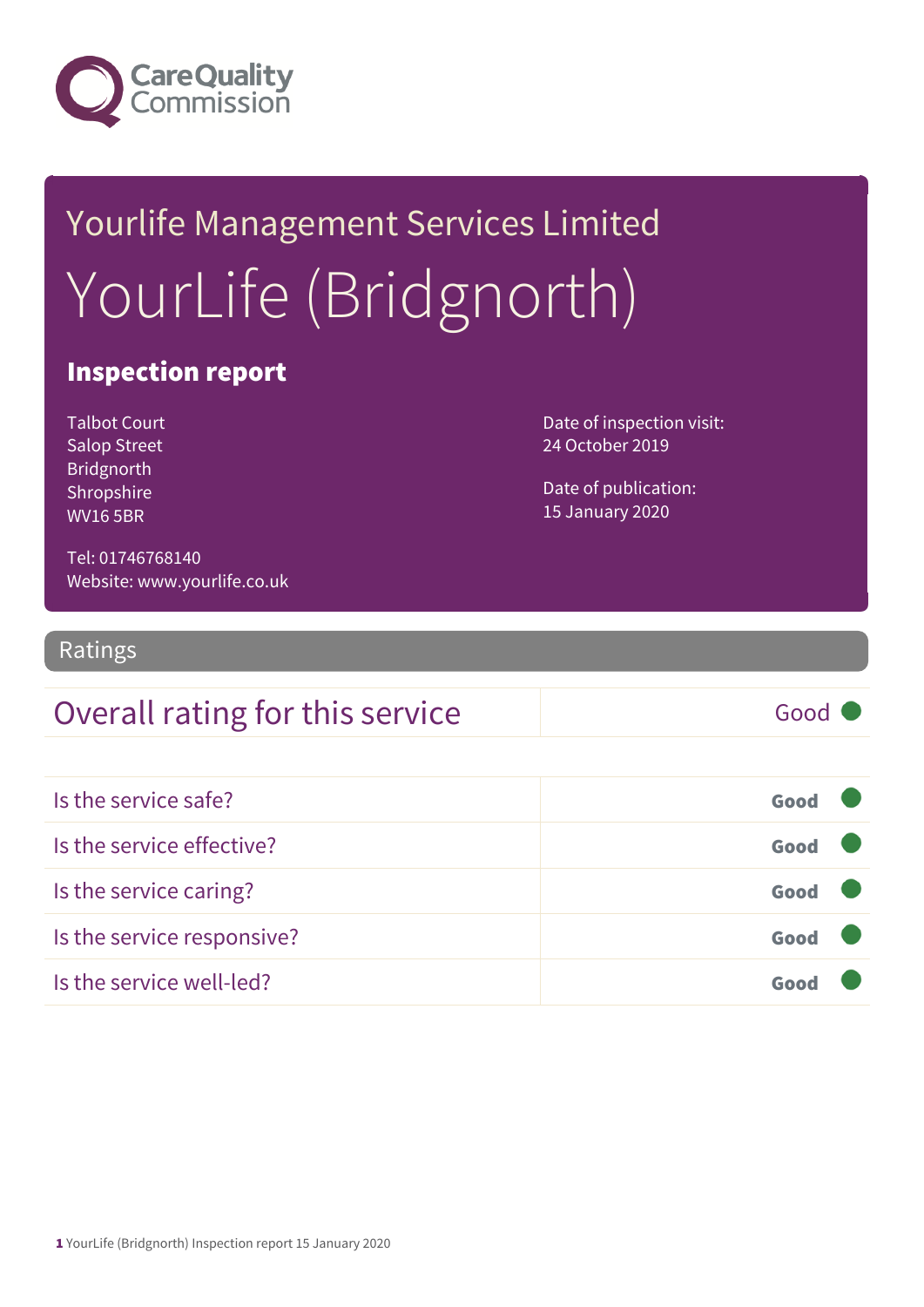Care Quality Commission

# Yourlife Management Services Limited

# YourLife (Bridgnorth)

## Inspection report

Talbot Court
Salop Street
Bridgnorth
Shropshire
WV16 5BR

Tel: 01746768140
Website: www.yourlife.co.uk

Date of inspection visit:
24 October 2019

Date of publication:
15 January 2020

## Ratings

| Overall rating for this service | Good |
| --- | --- |

| | |
| --- | --- |
| Is the service safe? | Good |
| Is the service effective? | Good |
| Is the service caring? | Good |
| Is the service responsive? | Good |
| Is the service well-led? | Good |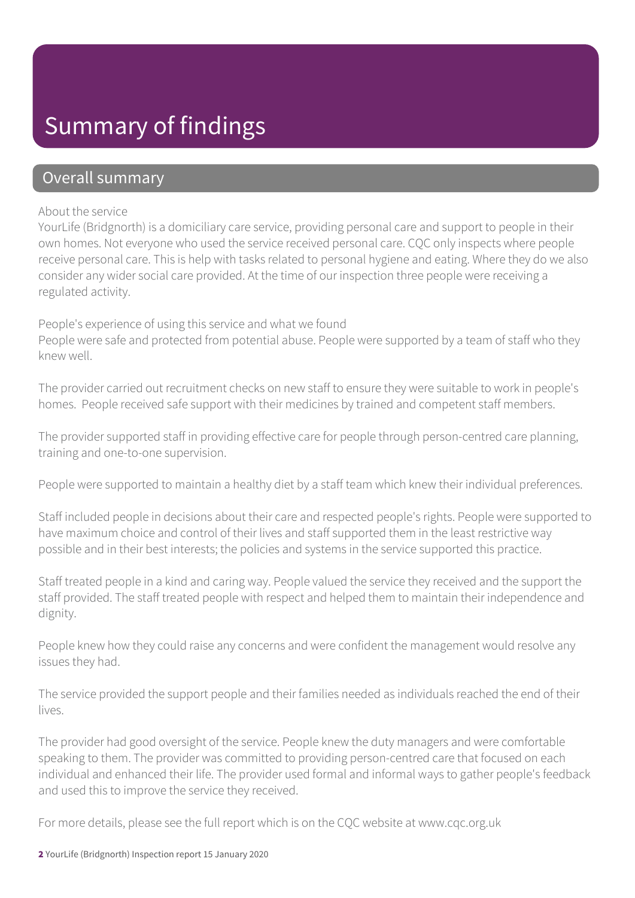# Summary of findings

## Overall summary

About the service

YourLife (Bridgnorth) is a domiciliary care service, providing personal care and support to people in their own homes. Not everyone who used the service received personal care. CQC only inspects where people receive personal care. This is help with tasks related to personal hygiene and eating. Where they do we also consider any wider social care provided. At the time of our inspection three people were receiving a regulated activity.

People's experience of using this service and what we found

People were safe and protected from potential abuse. People were supported by a team of staff who they knew well.

The provider carried out recruitment checks on new staff to ensure they were suitable to work in people's homes. People received safe support with their medicines by trained and competent staff members.

The provider supported staff in providing effective care for people through person-centred care planning, training and one-to-one supervision.

People were supported to maintain a healthy diet by a staff team which knew their individual preferences.

Staff included people in decisions about their care and respected people's rights. People were supported to have maximum choice and control of their lives and staff supported them in the least restrictive way possible and in their best interests; the policies and systems in the service supported this practice.

Staff treated people in a kind and caring way. People valued the service they received and the support the staff provided. The staff treated people with respect and helped them to maintain their independence and dignity.

People knew how they could raise any concerns and were confident the management would resolve any issues they had.

The service provided the support people and their families needed as individuals reached the end of their lives.

The provider had good oversight of the service. People knew the duty managers and were comfortable speaking to them. The provider was committed to providing person-centred care that focused on each individual and enhanced their life. The provider used formal and informal ways to gather people's feedback and used this to improve the service they received.

For more details, please see the full report which is on the CQC website at www.cqc.org.uk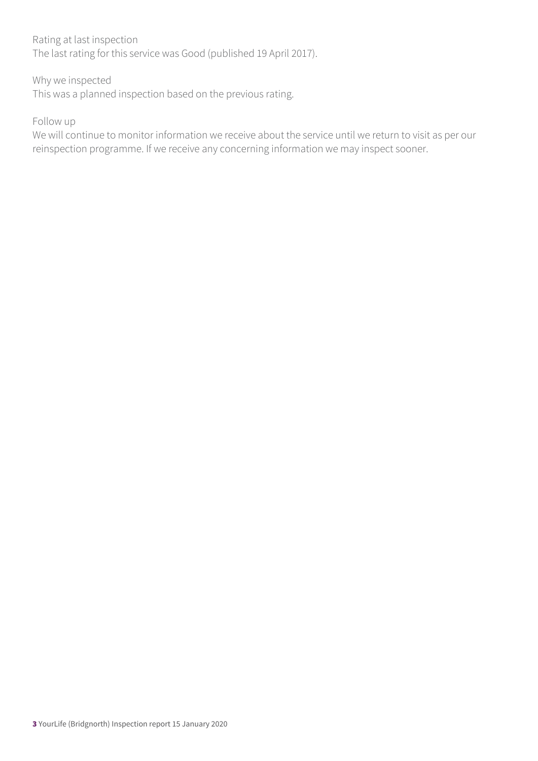Rating at last inspection
The last rating for this service was Good (published 19 April 2017).

Why we inspected
This was a planned inspection based on the previous rating.

Follow up
We will continue to monitor information we receive about the service until we return to visit as per our reinspection programme. If we receive any concerning information we may inspect sooner.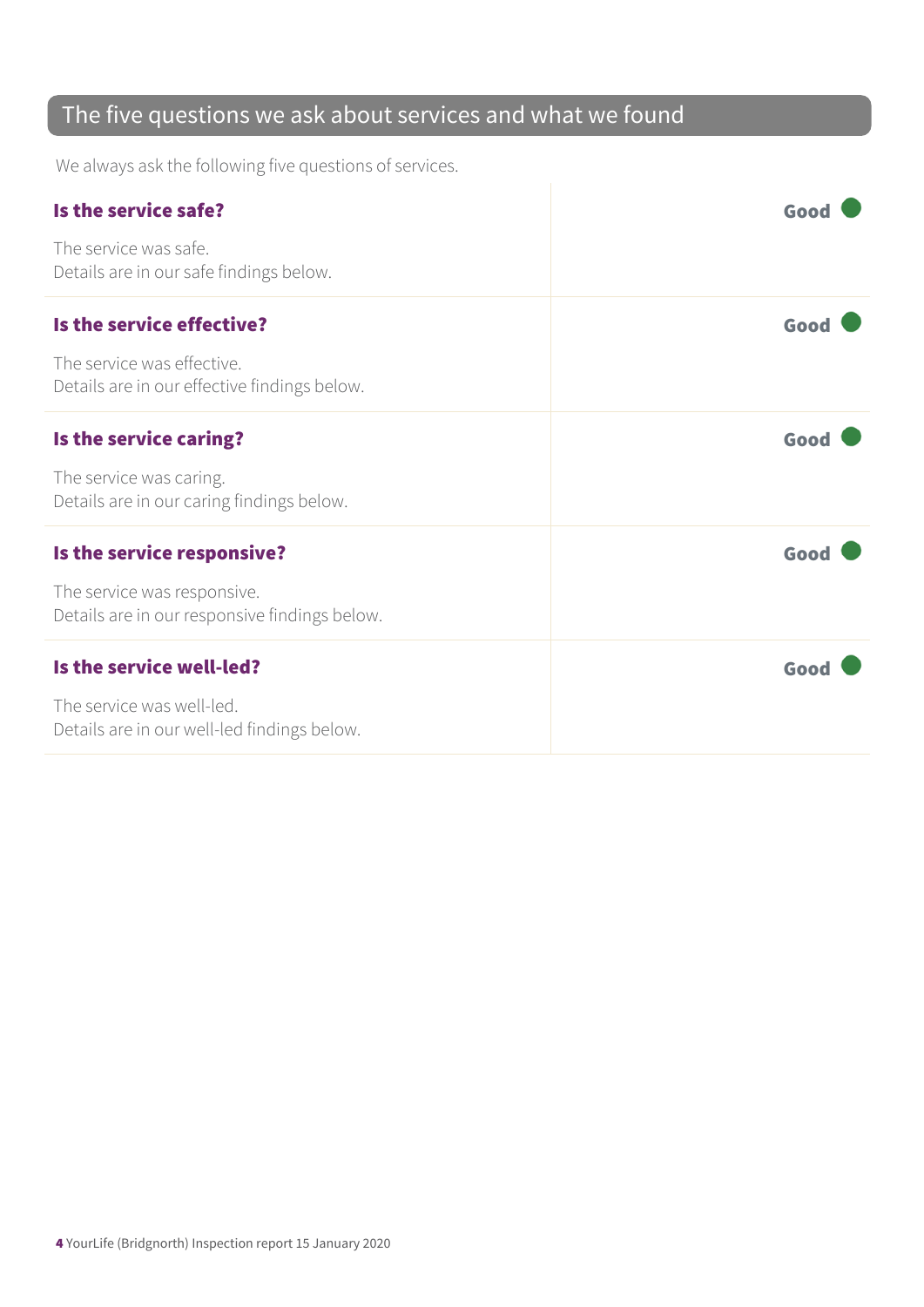## The five questions we ask about services and what we found

We always ask the following five questions of services.

| | |
|---|---|
| **Is the service safe?**<br><br>The service was safe.<br>Details are in our safe findings below. | **Good** |
| **Is the service effective?**<br><br>The service was effective.<br>Details are in our effective findings below. | **Good** |
| **Is the service caring?**<br><br>The service was caring.<br>Details are in our caring findings below. | **Good** |
| **Is the service responsive?**<br><br>The service was responsive.<br>Details are in our responsive findings below. | **Good** |
| **Is the service well-led?**<br><br>The service was well-led.<br>Details are in our well-led findings below. | **Good** |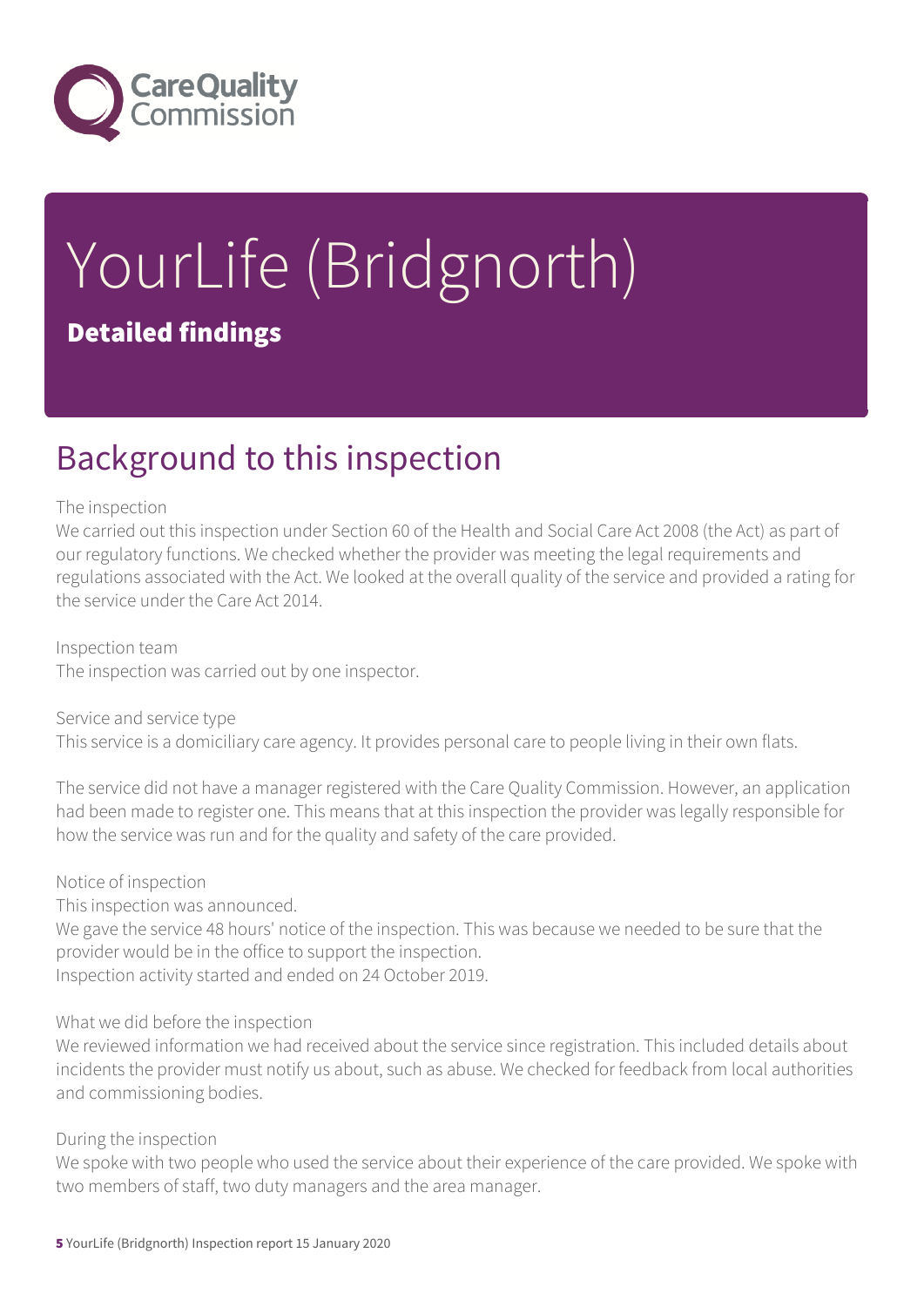# YourLife (Bridgnorth)

**Detailed findings**

## Background to this inspection

The inspection

We carried out this inspection under Section 60 of the Health and Social Care Act 2008 (the Act) as part of our regulatory functions. We checked whether the provider was meeting the legal requirements and regulations associated with the Act. We looked at the overall quality of the service and provided a rating for the service under the Care Act 2014.

Inspection team

The inspection was carried out by one inspector.

Service and service type

This service is a domiciliary care agency. It provides personal care to people living in their own flats.

The service did not have a manager registered with the Care Quality Commission. However, an application had been made to register one. This means that at this inspection the provider was legally responsible for how the service was run and for the quality and safety of the care provided.

Notice of inspection

This inspection was announced.

We gave the service 48 hours' notice of the inspection. This was because we needed to be sure that the provider would be in the office to support the inspection.

Inspection activity started and ended on 24 October 2019.

What we did before the inspection

We reviewed information we had received about the service since registration. This included details about incidents the provider must notify us about, such as abuse. We checked for feedback from local authorities and commissioning bodies.

During the inspection

We spoke with two people who used the service about their experience of the care provided. We spoke with two members of staff, two duty managers and the area manager.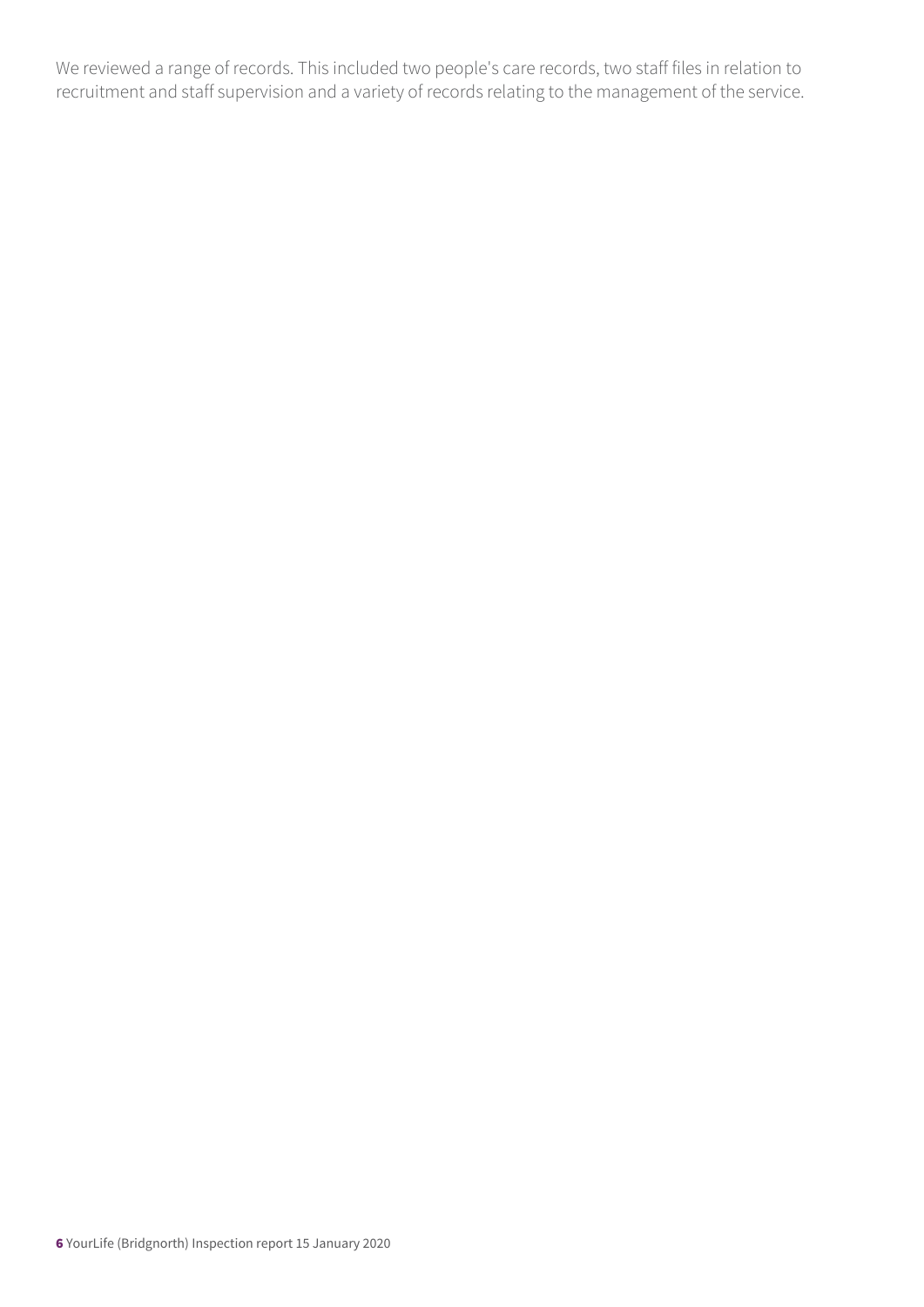We reviewed a range of records. This included two people's care records, two staff files in relation to recruitment and staff supervision and a variety of records relating to the management of the service.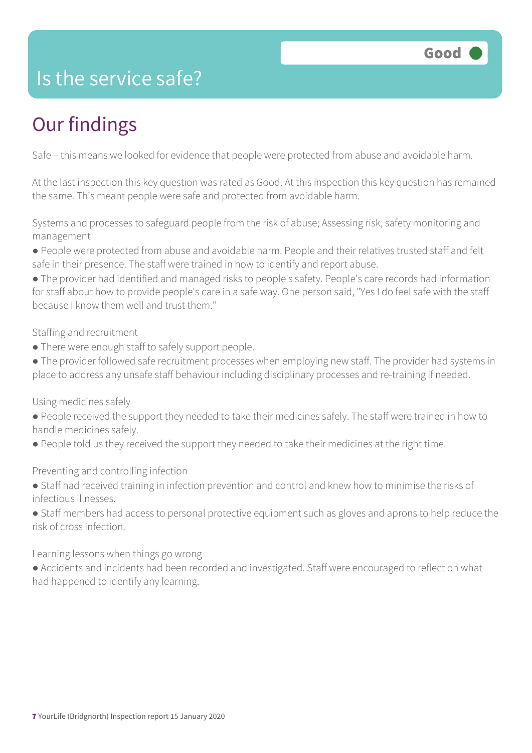# Is the service safe?

**Good**

## Our findings

Safe – this means we looked for evidence that people were protected from abuse and avoidable harm.

At the last inspection this key question was rated as Good. At this inspection this key question has remained the same. This meant people were safe and protected from avoidable harm.

Systems and processes to safeguard people from the risk of abuse; Assessing risk, safety monitoring and management

- People were protected from abuse and avoidable harm. People and their relatives trusted staff and felt safe in their presence. The staff were trained in how to identify and report abuse.
- The provider had identified and managed risks to people's safety. People's care records had information for staff about how to provide people's care in a safe way. One person said, "Yes I do feel safe with the staff because I know them well and trust them."

Staffing and recruitment

- There were enough staff to safely support people.
- The provider followed safe recruitment processes when employing new staff. The provider had systems in place to address any unsafe staff behaviour including disciplinary processes and re-training if needed.

Using medicines safely

- People received the support they needed to take their medicines safely. The staff were trained in how to handle medicines safely.
- People told us they received the support they needed to take their medicines at the right time.

Preventing and controlling infection

- Staff had received training in infection prevention and control and knew how to minimise the risks of infectious illnesses.
- Staff members had access to personal protective equipment such as gloves and aprons to help reduce the risk of cross infection.

Learning lessons when things go wrong

- Accidents and incidents had been recorded and investigated. Staff were encouraged to reflect on what had happened to identify any learning.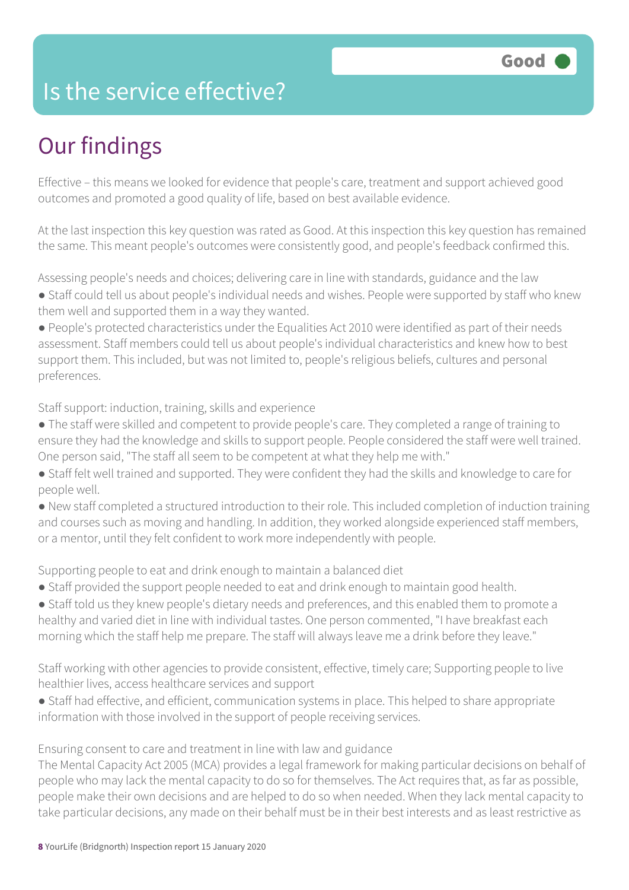# Is the service effective?

Good

## Our findings

Effective – this means we looked for evidence that people's care, treatment and support achieved good outcomes and promoted a good quality of life, based on best available evidence.

At the last inspection this key question was rated as Good. At this inspection this key question has remained the same. This meant people's outcomes were consistently good, and people's feedback confirmed this.

Assessing people's needs and choices; delivering care in line with standards, guidance and the law

- Staff could tell us about people's individual needs and wishes. People were supported by staff who knew them well and supported them in a way they wanted.
- People's protected characteristics under the Equalities Act 2010 were identified as part of their needs assessment. Staff members could tell us about people's individual characteristics and knew how to best support them. This included, but was not limited to, people's religious beliefs, cultures and personal preferences.

Staff support: induction, training, skills and experience

- The staff were skilled and competent to provide people's care. They completed a range of training to ensure they had the knowledge and skills to support people. People considered the staff were well trained. One person said, "The staff all seem to be competent at what they help me with."
- Staff felt well trained and supported. They were confident they had the skills and knowledge to care for people well.
- New staff completed a structured introduction to their role. This included completion of induction training and courses such as moving and handling. In addition, they worked alongside experienced staff members, or a mentor, until they felt confident to work more independently with people.

Supporting people to eat and drink enough to maintain a balanced diet

- Staff provided the support people needed to eat and drink enough to maintain good health.
- Staff told us they knew people's dietary needs and preferences, and this enabled them to promote a healthy and varied diet in line with individual tastes. One person commented, "I have breakfast each morning which the staff help me prepare. The staff will always leave me a drink before they leave."

Staff working with other agencies to provide consistent, effective, timely care; Supporting people to live healthier lives, access healthcare services and support

- Staff had effective, and efficient, communication systems in place. This helped to share appropriate information with those involved in the support of people receiving services.

Ensuring consent to care and treatment in line with law and guidance

The Mental Capacity Act 2005 (MCA) provides a legal framework for making particular decisions on behalf of people who may lack the mental capacity to do so for themselves. The Act requires that, as far as possible, people make their own decisions and are helped to do so when needed. When they lack mental capacity to take particular decisions, any made on their behalf must be in their best interests and as least restrictive as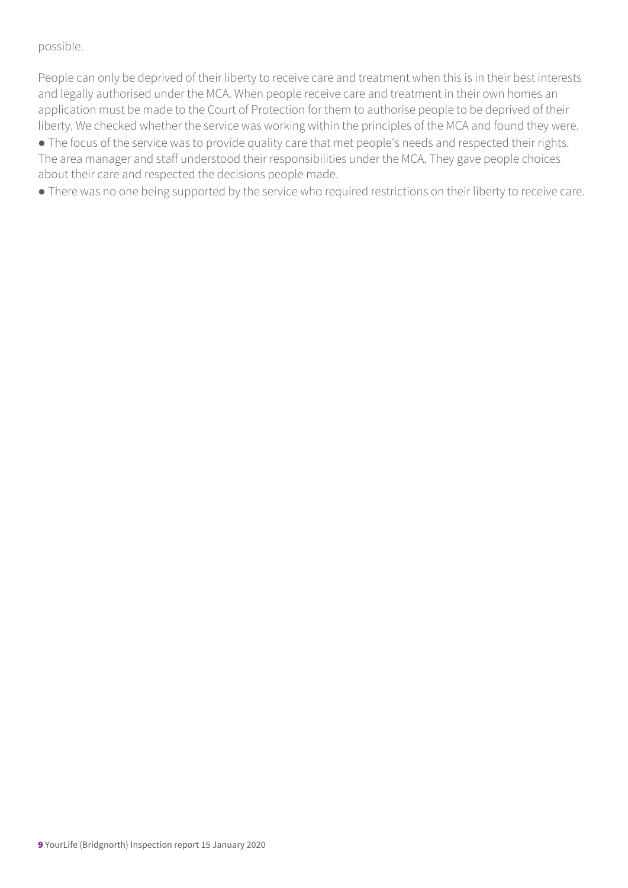possible.

People can only be deprived of their liberty to receive care and treatment when this is in their best interests and legally authorised under the MCA. When people receive care and treatment in their own homes an application must be made to the Court of Protection for them to authorise people to be deprived of their liberty. We checked whether the service was working within the principles of the MCA and found they were.

- The focus of the service was to provide quality care that met people's needs and respected their rights. The area manager and staff understood their responsibilities under the MCA. They gave people choices about their care and respected the decisions people made.
- There was no one being supported by the service who required restrictions on their liberty to receive care.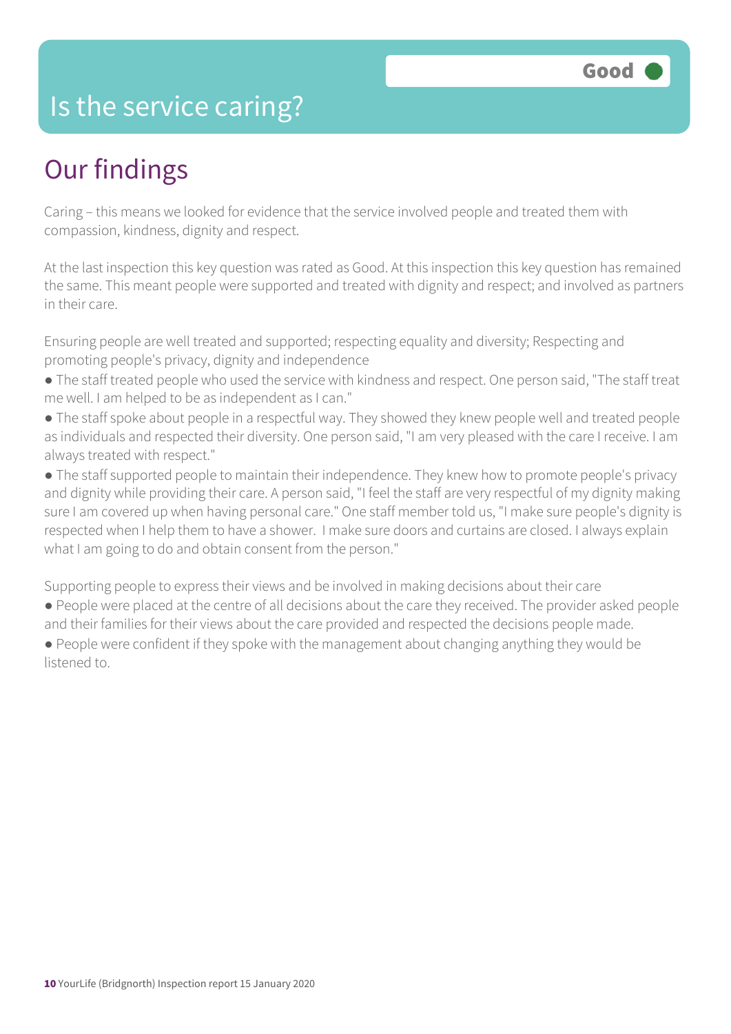# Is the service caring?

Good

## Our findings

Caring – this means we looked for evidence that the service involved people and treated them with compassion, kindness, dignity and respect.

At the last inspection this key question was rated as Good. At this inspection this key question has remained the same. This meant people were supported and treated with dignity and respect; and involved as partners in their care.

Ensuring people are well treated and supported; respecting equality and diversity; Respecting and promoting people's privacy, dignity and independence

- The staff treated people who used the service with kindness and respect. One person said, "The staff treat me well. I am helped to be as independent as I can."
- The staff spoke about people in a respectful way. They showed they knew people well and treated people as individuals and respected their diversity. One person said, "I am very pleased with the care I receive. I am always treated with respect."
- The staff supported people to maintain their independence. They knew how to promote people's privacy and dignity while providing their care. A person said, "I feel the staff are very respectful of my dignity making sure I am covered up when having personal care." One staff member told us, "I make sure people's dignity is respected when I help them to have a shower. I make sure doors and curtains are closed. I always explain what I am going to do and obtain consent from the person."

Supporting people to express their views and be involved in making decisions about their care

- People were placed at the centre of all decisions about the care they received. The provider asked people and their families for their views about the care provided and respected the decisions people made.
- People were confident if they spoke with the management about changing anything they would be listened to.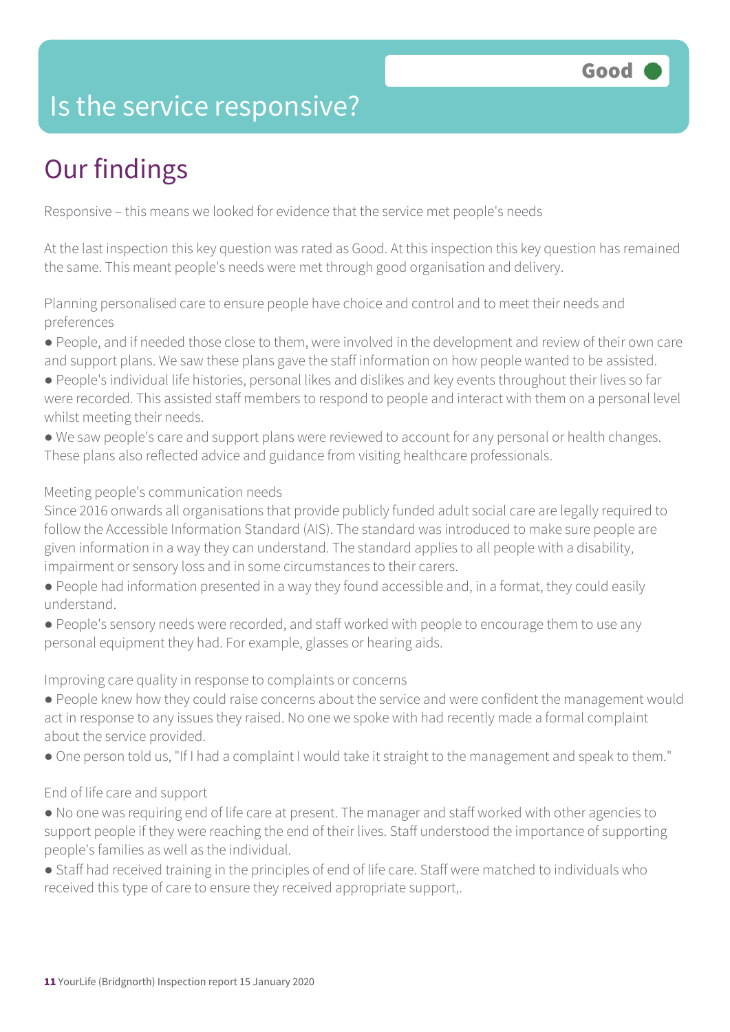# Is the service responsive?

**Good**

## Our findings

Responsive – this means we looked for evidence that the service met people's needs

At the last inspection this key question was rated as Good. At this inspection this key question has remained the same. This meant people's needs were met through good organisation and delivery.

Planning personalised care to ensure people have choice and control and to meet their needs and preferences

- People, and if needed those close to them, were involved in the development and review of their own care and support plans. We saw these plans gave the staff information on how people wanted to be assisted.
- People's individual life histories, personal likes and dislikes and key events throughout their lives so far were recorded. This assisted staff members to respond to people and interact with them on a personal level whilst meeting their needs.
- We saw people's care and support plans were reviewed to account for any personal or health changes. These plans also reflected advice and guidance from visiting healthcare professionals.

Meeting people's communication needs

Since 2016 onwards all organisations that provide publicly funded adult social care are legally required to follow the Accessible Information Standard (AIS). The standard was introduced to make sure people are given information in a way they can understand. The standard applies to all people with a disability, impairment or sensory loss and in some circumstances to their carers.

- People had information presented in a way they found accessible and, in a format, they could easily understand.
- People's sensory needs were recorded, and staff worked with people to encourage them to use any personal equipment they had. For example, glasses or hearing aids.

Improving care quality in response to complaints or concerns

- People knew how they could raise concerns about the service and were confident the management would act in response to any issues they raised. No one we spoke with had recently made a formal complaint about the service provided.
- One person told us, "If I had a complaint I would take it straight to the management and speak to them."

End of life care and support

- No one was requiring end of life care at present. The manager and staff worked with other agencies to support people if they were reaching the end of their lives. Staff understood the importance of supporting people's families as well as the individual.
- Staff had received training in the principles of end of life care. Staff were matched to individuals who received this type of care to ensure they received appropriate support,.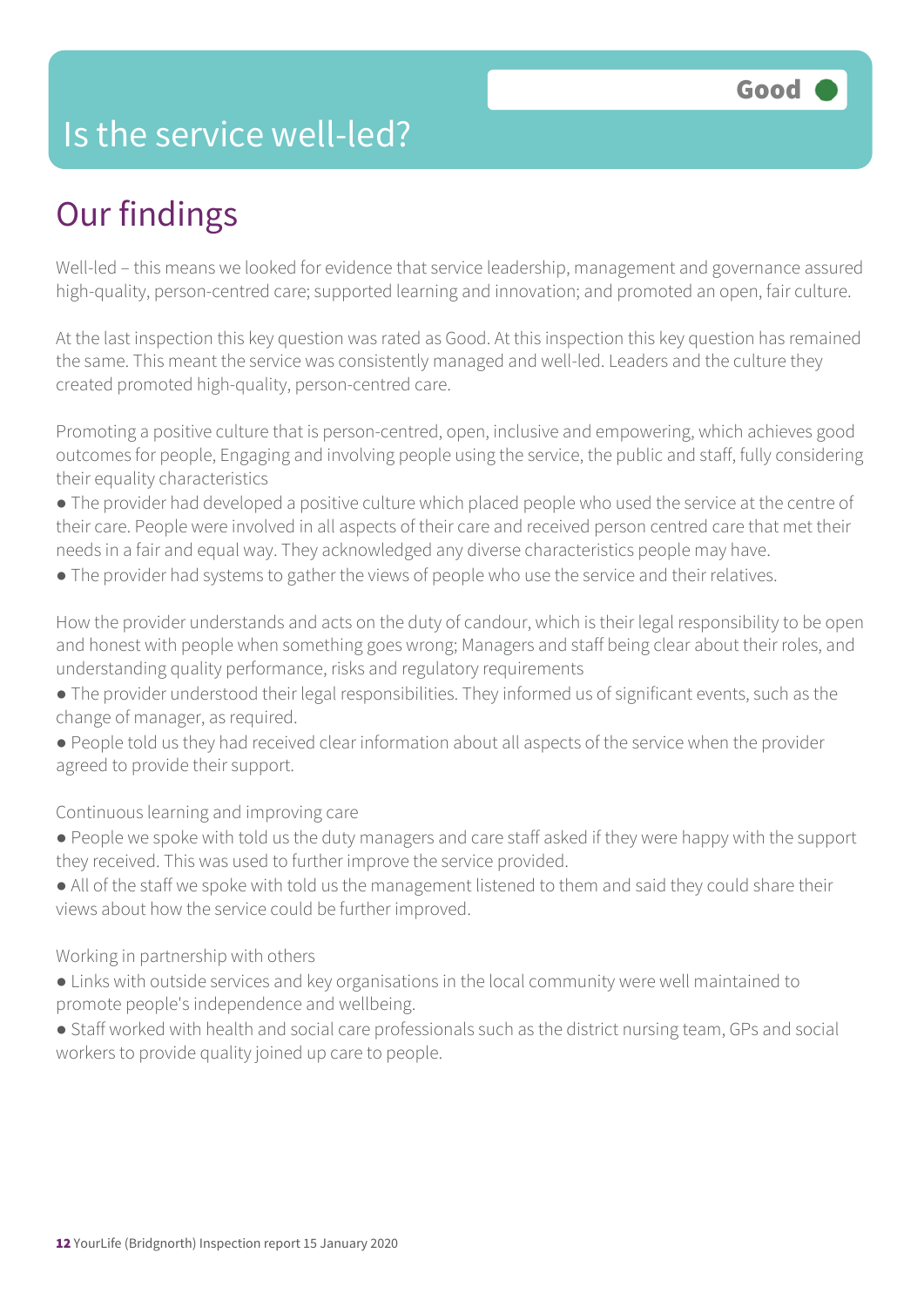# Is the service well-led?

**Good**

## Our findings

Well-led – this means we looked for evidence that service leadership, management and governance assured high-quality, person-centred care; supported learning and innovation; and promoted an open, fair culture.

At the last inspection this key question was rated as Good. At this inspection this key question has remained the same. This meant the service was consistently managed and well-led. Leaders and the culture they created promoted high-quality, person-centred care.

Promoting a positive culture that is person-centred, open, inclusive and empowering, which achieves good outcomes for people, Engaging and involving people using the service, the public and staff, fully considering their equality characteristics

- The provider had developed a positive culture which placed people who used the service at the centre of their care. People were involved in all aspects of their care and received person centred care that met their needs in a fair and equal way. They acknowledged any diverse characteristics people may have.
- The provider had systems to gather the views of people who use the service and their relatives.

How the provider understands and acts on the duty of candour, which is their legal responsibility to be open and honest with people when something goes wrong; Managers and staff being clear about their roles, and understanding quality performance, risks and regulatory requirements

- The provider understood their legal responsibilities. They informed us of significant events, such as the change of manager, as required.
- People told us they had received clear information about all aspects of the service when the provider agreed to provide their support.

Continuous learning and improving care

- People we spoke with told us the duty managers and care staff asked if they were happy with the support they received. This was used to further improve the service provided.
- All of the staff we spoke with told us the management listened to them and said they could share their views about how the service could be further improved.

Working in partnership with others

- Links with outside services and key organisations in the local community were well maintained to promote people's independence and wellbeing.
- Staff worked with health and social care professionals such as the district nursing team, GPs and social workers to provide quality joined up care to people.